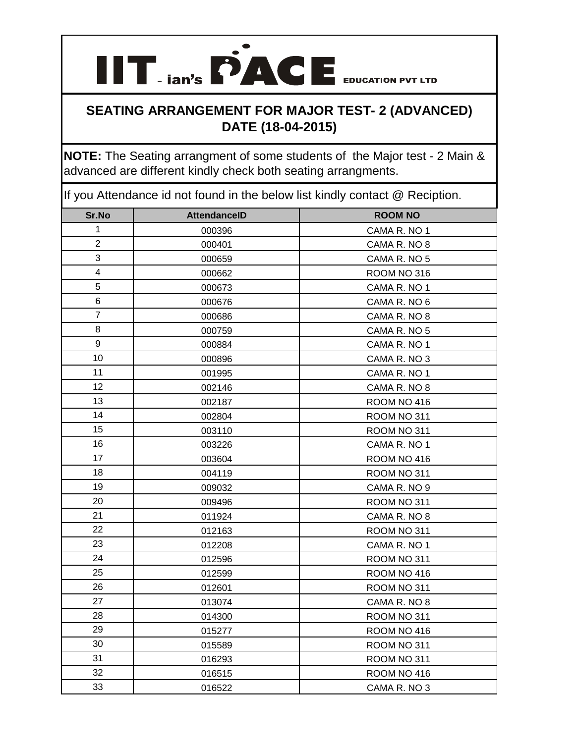# IIT-ian's PACE EDUCATION PVT LTD

## SEATING ARRANGEMENT FOR MAJOR TEST- 2 (ADVANCED) DATE (18-04-2015)

**NOTE:** The Seating arrangment of some students of the Major test - 2 Main & advanced are different kindly check both seating arrangments.

If you Attendance id not found in the below list kindly contact @ Reciption.

| Sr.No | AttendanceID | ROOM NO |
|---|---|---|
| 1 | 000396 | CAMA R. NO 1 |
| 2 | 000401 | CAMA R. NO 8 |
| 3 | 000659 | CAMA R. NO 5 |
| 4 | 000662 | ROOM NO 316 |
| 5 | 000673 | CAMA R. NO 1 |
| 6 | 000676 | CAMA R. NO 6 |
| 7 | 000686 | CAMA R. NO 8 |
| 8 | 000759 | CAMA R. NO 5 |
| 9 | 000884 | CAMA R. NO 1 |
| 10 | 000896 | CAMA R. NO 3 |
| 11 | 001995 | CAMA R. NO 1 |
| 12 | 002146 | CAMA R. NO 8 |
| 13 | 002187 | ROOM NO 416 |
| 14 | 002804 | ROOM NO 311 |
| 15 | 003110 | ROOM NO 311 |
| 16 | 003226 | CAMA R. NO 1 |
| 17 | 003604 | ROOM NO 416 |
| 18 | 004119 | ROOM NO 311 |
| 19 | 009032 | CAMA R. NO 9 |
| 20 | 009496 | ROOM NO 311 |
| 21 | 011924 | CAMA R. NO 8 |
| 22 | 012163 | ROOM NO 311 |
| 23 | 012208 | CAMA R. NO 1 |
| 24 | 012596 | ROOM NO 311 |
| 25 | 012599 | ROOM NO 416 |
| 26 | 012601 | ROOM NO 311 |
| 27 | 013074 | CAMA R. NO 8 |
| 28 | 014300 | ROOM NO 311 |
| 29 | 015277 | ROOM NO 416 |
| 30 | 015589 | ROOM NO 311 |
| 31 | 016293 | ROOM NO 311 |
| 32 | 016515 | ROOM NO 416 |
| 33 | 016522 | CAMA R. NO 3 |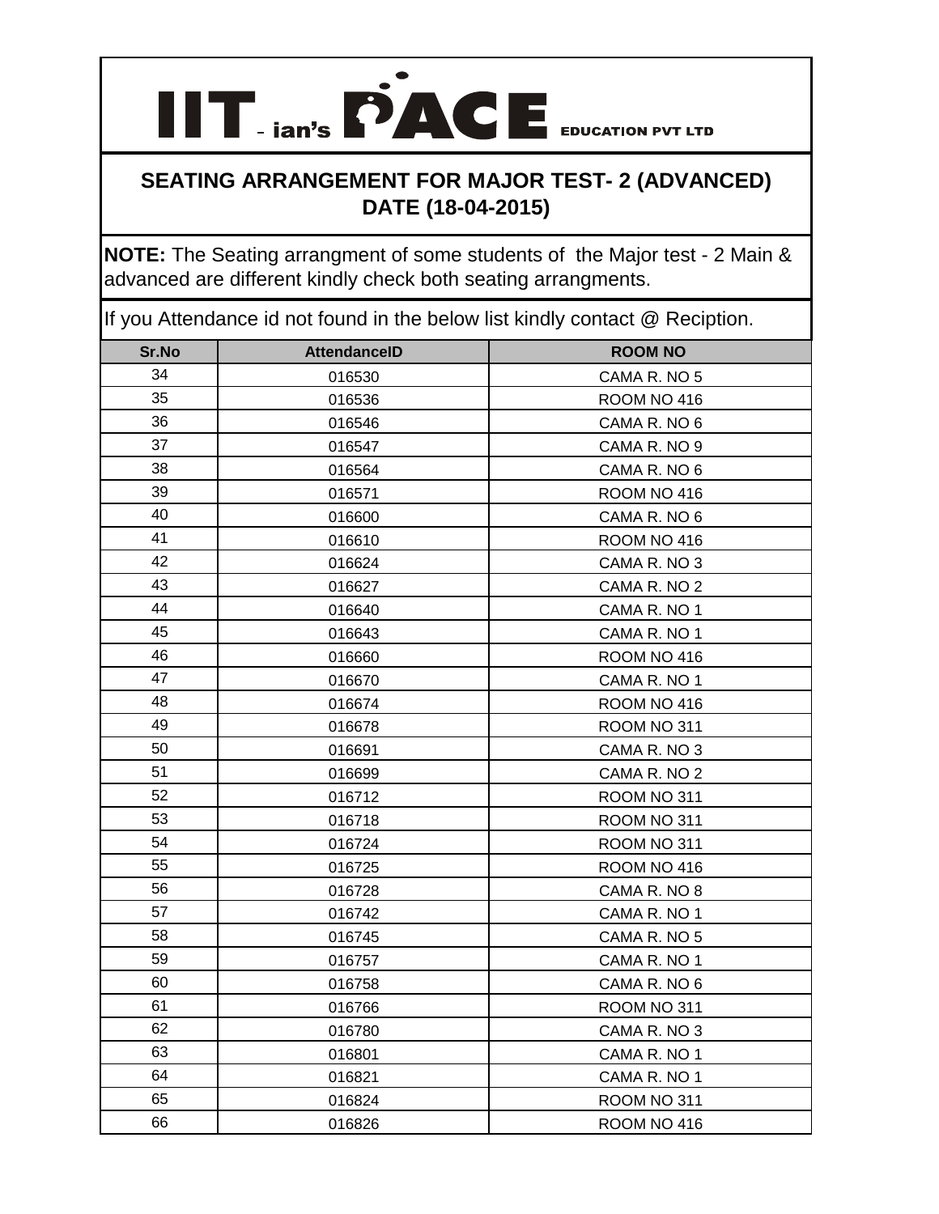# IIT-ian's PACE EDUCATION PVT LTD

## SEATING ARRANGEMENT FOR MAJOR TEST- 2 (ADVANCED)
## DATE (18-04-2015)

**NOTE:** The Seating arrangment of some students of the Major test - 2 Main & advanced are different kindly check both seating arrangments.

If you Attendance id not found in the below list kindly contact @ Reciption.

| Sr.No | AttendanceID | ROOM NO |
|---|---|---|
| 34 | 016530 | CAMA R. NO 5 |
| 35 | 016536 | ROOM NO 416 |
| 36 | 016546 | CAMA R. NO 6 |
| 37 | 016547 | CAMA R. NO 9 |
| 38 | 016564 | CAMA R. NO 6 |
| 39 | 016571 | ROOM NO 416 |
| 40 | 016600 | CAMA R. NO 6 |
| 41 | 016610 | ROOM NO 416 |
| 42 | 016624 | CAMA R. NO 3 |
| 43 | 016627 | CAMA R. NO 2 |
| 44 | 016640 | CAMA R. NO 1 |
| 45 | 016643 | CAMA R. NO 1 |
| 46 | 016660 | ROOM NO 416 |
| 47 | 016670 | CAMA R. NO 1 |
| 48 | 016674 | ROOM NO 416 |
| 49 | 016678 | ROOM NO 311 |
| 50 | 016691 | CAMA R. NO 3 |
| 51 | 016699 | CAMA R. NO 2 |
| 52 | 016712 | ROOM NO 311 |
| 53 | 016718 | ROOM NO 311 |
| 54 | 016724 | ROOM NO 311 |
| 55 | 016725 | ROOM NO 416 |
| 56 | 016728 | CAMA R. NO 8 |
| 57 | 016742 | CAMA R. NO 1 |
| 58 | 016745 | CAMA R. NO 5 |
| 59 | 016757 | CAMA R. NO 1 |
| 60 | 016758 | CAMA R. NO 6 |
| 61 | 016766 | ROOM NO 311 |
| 62 | 016780 | CAMA R. NO 3 |
| 63 | 016801 | CAMA R. NO 1 |
| 64 | 016821 | CAMA R. NO 1 |
| 65 | 016824 | ROOM NO 311 |
| 66 | 016826 | ROOM NO 416 |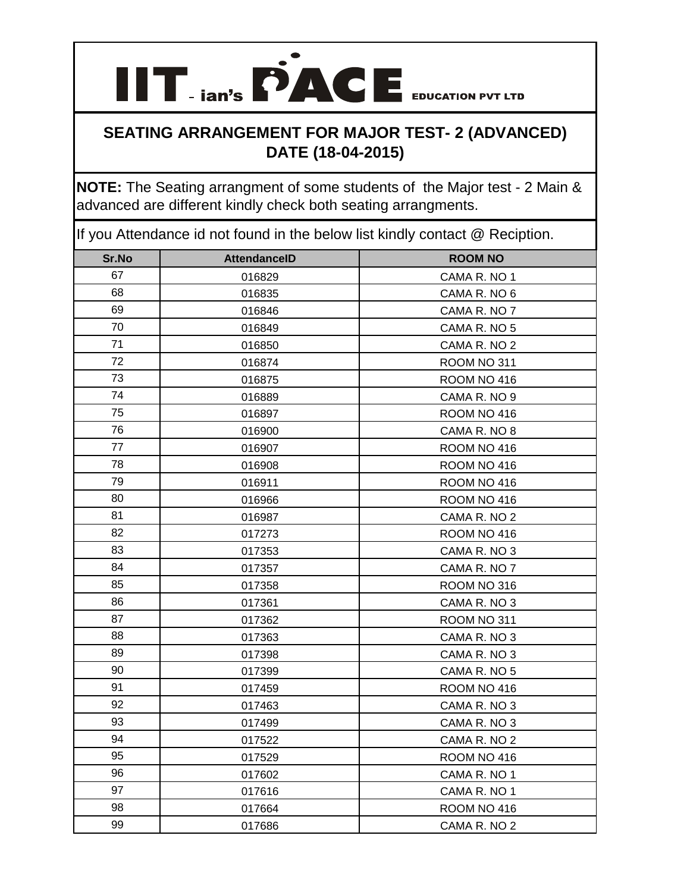# IIT - ian's PACE EDUCATION PVT LTD

## SEATING ARRANGEMENT FOR MAJOR TEST- 2 (ADVANCED) DATE (18-04-2015)

**NOTE:** The Seating arrangment of some students of the Major test - 2 Main & advanced are different kindly check both seating arrangments.

If you Attendance id not found in the below list kindly contact @ Reciption.

| Sr.No | AttendanceID | ROOM NO |
|---|---|---|
| 67 | 016829 | CAMA R. NO 1 |
| 68 | 016835 | CAMA R. NO 6 |
| 69 | 016846 | CAMA R. NO 7 |
| 70 | 016849 | CAMA R. NO 5 |
| 71 | 016850 | CAMA R. NO 2 |
| 72 | 016874 | ROOM NO 311 |
| 73 | 016875 | ROOM NO 416 |
| 74 | 016889 | CAMA R. NO 9 |
| 75 | 016897 | ROOM NO 416 |
| 76 | 016900 | CAMA R. NO 8 |
| 77 | 016907 | ROOM NO 416 |
| 78 | 016908 | ROOM NO 416 |
| 79 | 016911 | ROOM NO 416 |
| 80 | 016966 | ROOM NO 416 |
| 81 | 016987 | CAMA R. NO 2 |
| 82 | 017273 | ROOM NO 416 |
| 83 | 017353 | CAMA R. NO 3 |
| 84 | 017357 | CAMA R. NO 7 |
| 85 | 017358 | ROOM NO 316 |
| 86 | 017361 | CAMA R. NO 3 |
| 87 | 017362 | ROOM NO 311 |
| 88 | 017363 | CAMA R. NO 3 |
| 89 | 017398 | CAMA R. NO 3 |
| 90 | 017399 | CAMA R. NO 5 |
| 91 | 017459 | ROOM NO 416 |
| 92 | 017463 | CAMA R. NO 3 |
| 93 | 017499 | CAMA R. NO 3 |
| 94 | 017522 | CAMA R. NO 2 |
| 95 | 017529 | ROOM NO 416 |
| 96 | 017602 | CAMA R. NO 1 |
| 97 | 017616 | CAMA R. NO 1 |
| 98 | 017664 | ROOM NO 416 |
| 99 | 017686 | CAMA R. NO 2 |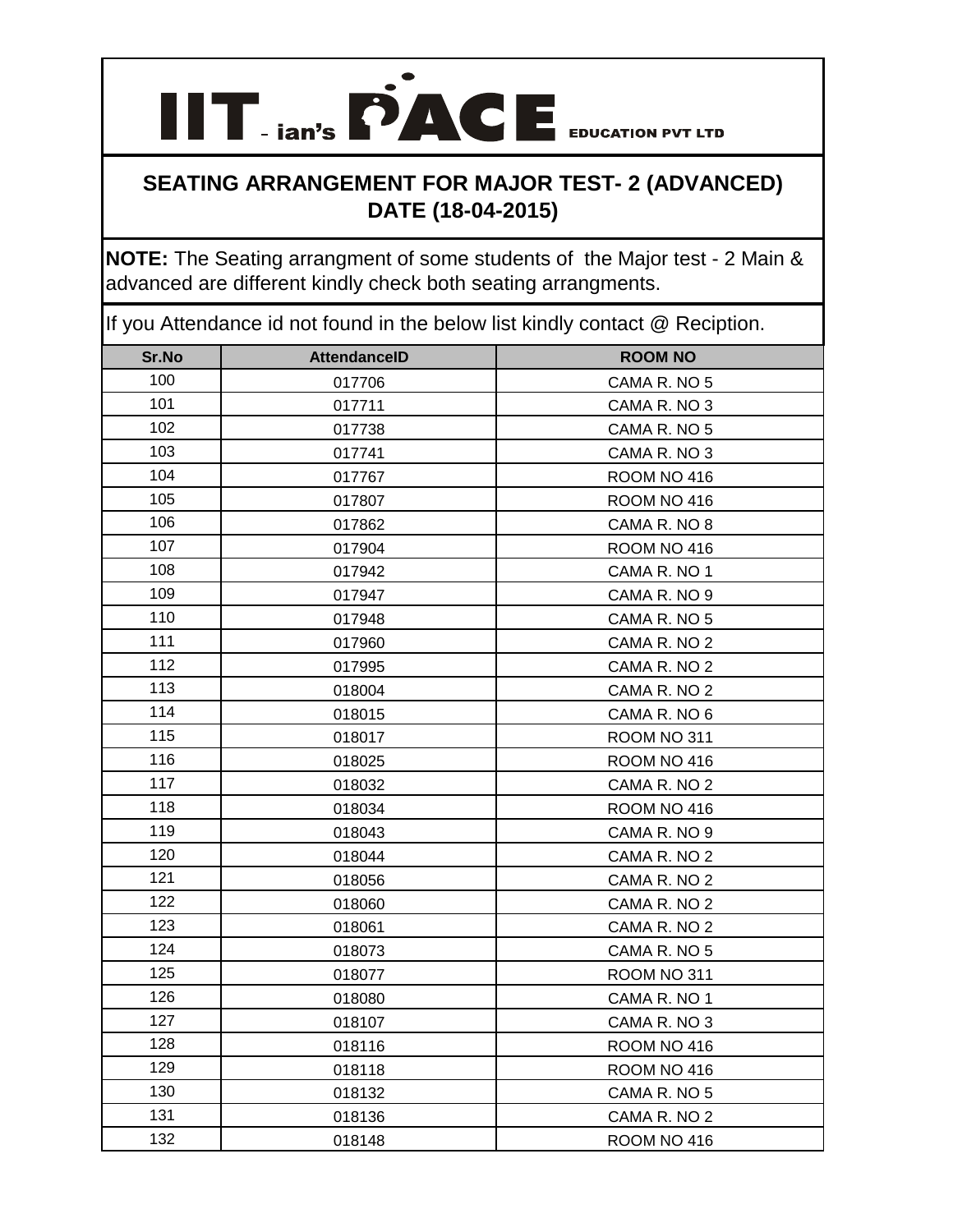# IIT-ian's PACE EDUCATION PVT LTD

## SEATING ARRANGEMENT FOR MAJOR TEST- 2 (ADVANCED) DATE (18-04-2015)

**NOTE:** The Seating arrangment of some students of the Major test - 2 Main & advanced are different kindly check both seating arrangments.

If you Attendance id not found in the below list kindly contact @ Reciption.

| Sr.No | AttendanceID | ROOM NO |
|---|---|---|
| 100 | 017706 | CAMA R. NO 5 |
| 101 | 017711 | CAMA R. NO 3 |
| 102 | 017738 | CAMA R. NO 5 |
| 103 | 017741 | CAMA R. NO 3 |
| 104 | 017767 | ROOM NO 416 |
| 105 | 017807 | ROOM NO 416 |
| 106 | 017862 | CAMA R. NO 8 |
| 107 | 017904 | ROOM NO 416 |
| 108 | 017942 | CAMA R. NO 1 |
| 109 | 017947 | CAMA R. NO 9 |
| 110 | 017948 | CAMA R. NO 5 |
| 111 | 017960 | CAMA R. NO 2 |
| 112 | 017995 | CAMA R. NO 2 |
| 113 | 018004 | CAMA R. NO 2 |
| 114 | 018015 | CAMA R. NO 6 |
| 115 | 018017 | ROOM NO 311 |
| 116 | 018025 | ROOM NO 416 |
| 117 | 018032 | CAMA R. NO 2 |
| 118 | 018034 | ROOM NO 416 |
| 119 | 018043 | CAMA R. NO 9 |
| 120 | 018044 | CAMA R. NO 2 |
| 121 | 018056 | CAMA R. NO 2 |
| 122 | 018060 | CAMA R. NO 2 |
| 123 | 018061 | CAMA R. NO 2 |
| 124 | 018073 | CAMA R. NO 5 |
| 125 | 018077 | ROOM NO 311 |
| 126 | 018080 | CAMA R. NO 1 |
| 127 | 018107 | CAMA R. NO 3 |
| 128 | 018116 | ROOM NO 416 |
| 129 | 018118 | ROOM NO 416 |
| 130 | 018132 | CAMA R. NO 5 |
| 131 | 018136 | CAMA R. NO 2 |
| 132 | 018148 | ROOM NO 416 |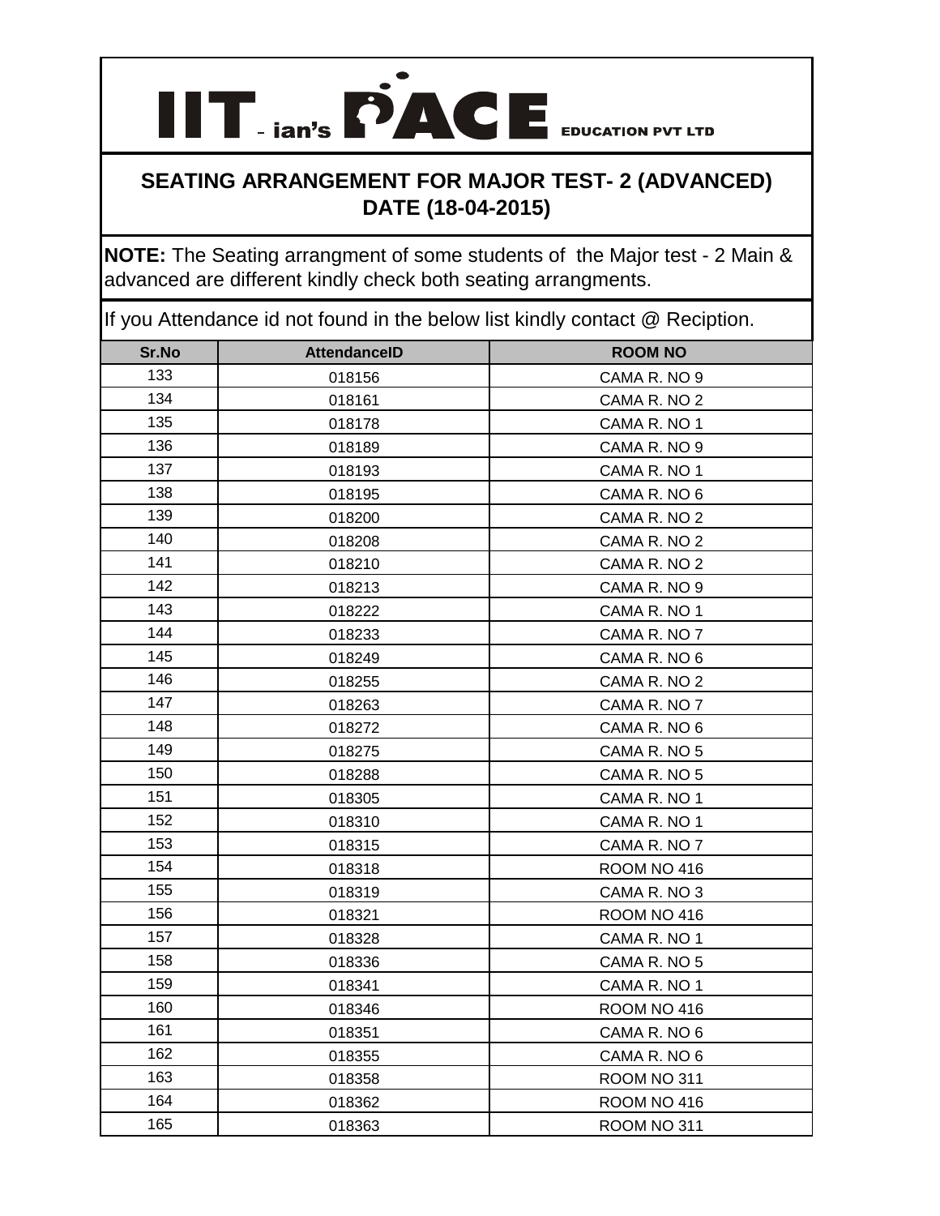# IIT - ian's PACE EDUCATION PVT LTD

## SEATING ARRANGEMENT FOR MAJOR TEST- 2 (ADVANCED) DATE (18-04-2015)

**NOTE:** The Seating arrangment of some students of the Major test - 2 Main & advanced are different kindly check both seating arrangments.

If you Attendance id not found in the below list kindly contact @ Reciption.

| Sr.No | AttendanceID | ROOM NO |
|---|---|---|
| 133 | 018156 | CAMA R. NO 9 |
| 134 | 018161 | CAMA R. NO 2 |
| 135 | 018178 | CAMA R. NO 1 |
| 136 | 018189 | CAMA R. NO 9 |
| 137 | 018193 | CAMA R. NO 1 |
| 138 | 018195 | CAMA R. NO 6 |
| 139 | 018200 | CAMA R. NO 2 |
| 140 | 018208 | CAMA R. NO 2 |
| 141 | 018210 | CAMA R. NO 2 |
| 142 | 018213 | CAMA R. NO 9 |
| 143 | 018222 | CAMA R. NO 1 |
| 144 | 018233 | CAMA R. NO 7 |
| 145 | 018249 | CAMA R. NO 6 |
| 146 | 018255 | CAMA R. NO 2 |
| 147 | 018263 | CAMA R. NO 7 |
| 148 | 018272 | CAMA R. NO 6 |
| 149 | 018275 | CAMA R. NO 5 |
| 150 | 018288 | CAMA R. NO 5 |
| 151 | 018305 | CAMA R. NO 1 |
| 152 | 018310 | CAMA R. NO 1 |
| 153 | 018315 | CAMA R. NO 7 |
| 154 | 018318 | ROOM NO 416 |
| 155 | 018319 | CAMA R. NO 3 |
| 156 | 018321 | ROOM NO 416 |
| 157 | 018328 | CAMA R. NO 1 |
| 158 | 018336 | CAMA R. NO 5 |
| 159 | 018341 | CAMA R. NO 1 |
| 160 | 018346 | ROOM NO 416 |
| 161 | 018351 | CAMA R. NO 6 |
| 162 | 018355 | CAMA R. NO 6 |
| 163 | 018358 | ROOM NO 311 |
| 164 | 018362 | ROOM NO 416 |
| 165 | 018363 | ROOM NO 311 |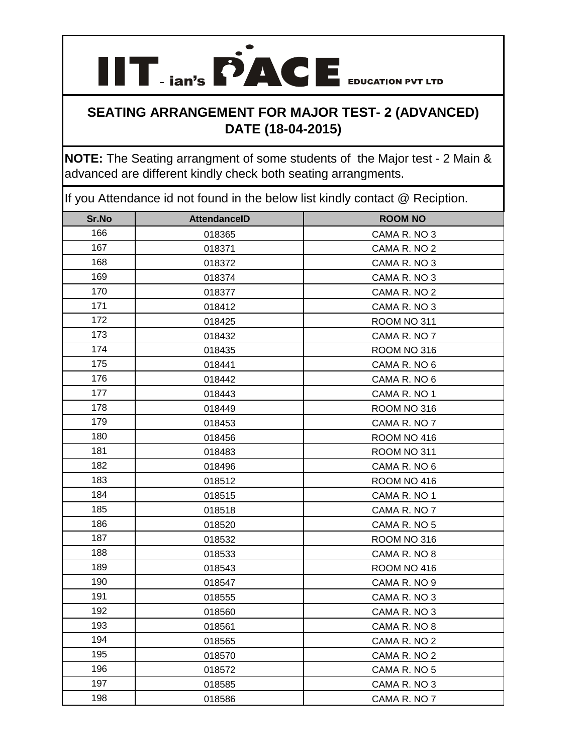# IIT - ian's PACE EDUCATION PVT LTD

## SEATING ARRANGEMENT FOR MAJOR TEST- 2 (ADVANCED) DATE (18-04-2015)

**NOTE:** The Seating arrangment of some students of the Major test - 2 Main & advanced are different kindly check both seating arrangments.

If you Attendance id not found in the below list kindly contact @ Reciption.

| Sr.No | AttendanceID | ROOM NO |
|---|---|---|
| 166 | 018365 | CAMA R. NO 3 |
| 167 | 018371 | CAMA R. NO 2 |
| 168 | 018372 | CAMA R. NO 3 |
| 169 | 018374 | CAMA R. NO 3 |
| 170 | 018377 | CAMA R. NO 2 |
| 171 | 018412 | CAMA R. NO 3 |
| 172 | 018425 | ROOM NO 311 |
| 173 | 018432 | CAMA R. NO 7 |
| 174 | 018435 | ROOM NO 316 |
| 175 | 018441 | CAMA R. NO 6 |
| 176 | 018442 | CAMA R. NO 6 |
| 177 | 018443 | CAMA R. NO 1 |
| 178 | 018449 | ROOM NO 316 |
| 179 | 018453 | CAMA R. NO 7 |
| 180 | 018456 | ROOM NO 416 |
| 181 | 018483 | ROOM NO 311 |
| 182 | 018496 | CAMA R. NO 6 |
| 183 | 018512 | ROOM NO 416 |
| 184 | 018515 | CAMA R. NO 1 |
| 185 | 018518 | CAMA R. NO 7 |
| 186 | 018520 | CAMA R. NO 5 |
| 187 | 018532 | ROOM NO 316 |
| 188 | 018533 | CAMA R. NO 8 |
| 189 | 018543 | ROOM NO 416 |
| 190 | 018547 | CAMA R. NO 9 |
| 191 | 018555 | CAMA R. NO 3 |
| 192 | 018560 | CAMA R. NO 3 |
| 193 | 018561 | CAMA R. NO 8 |
| 194 | 018565 | CAMA R. NO 2 |
| 195 | 018570 | CAMA R. NO 2 |
| 196 | 018572 | CAMA R. NO 5 |
| 197 | 018585 | CAMA R. NO 3 |
| 198 | 018586 | CAMA R. NO 7 |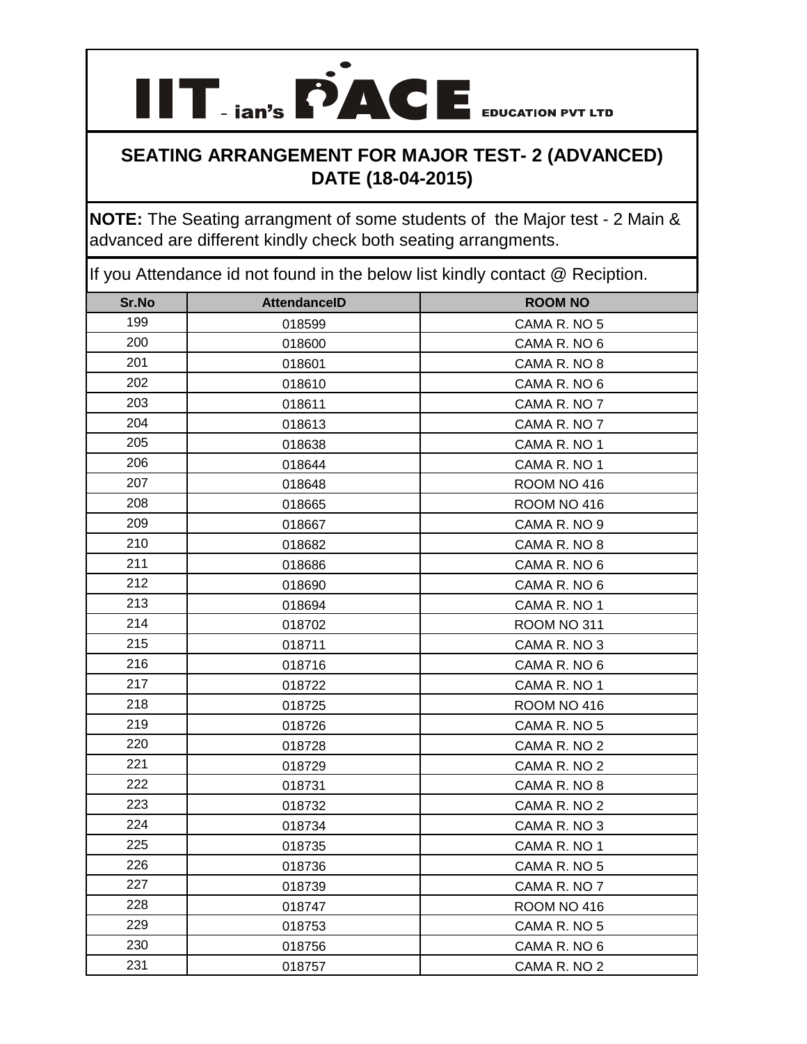# IIT-ian's PACE EDUCATION PVT LTD

## SEATING ARRANGEMENT FOR MAJOR TEST- 2 (ADVANCED) DATE (18-04-2015)

**NOTE:** The Seating arrangment of some students of the Major test - 2 Main & advanced are different kindly check both seating arrangments.

If you Attendance id not found in the below list kindly contact @ Reciption.

| Sr.No | AttendanceID | ROOM NO |
|---|---|---|
| 199 | 018599 | CAMA R. NO 5 |
| 200 | 018600 | CAMA R. NO 6 |
| 201 | 018601 | CAMA R. NO 8 |
| 202 | 018610 | CAMA R. NO 6 |
| 203 | 018611 | CAMA R. NO 7 |
| 204 | 018613 | CAMA R. NO 7 |
| 205 | 018638 | CAMA R. NO 1 |
| 206 | 018644 | CAMA R. NO 1 |
| 207 | 018648 | ROOM NO 416 |
| 208 | 018665 | ROOM NO 416 |
| 209 | 018667 | CAMA R. NO 9 |
| 210 | 018682 | CAMA R. NO 8 |
| 211 | 018686 | CAMA R. NO 6 |
| 212 | 018690 | CAMA R. NO 6 |
| 213 | 018694 | CAMA R. NO 1 |
| 214 | 018702 | ROOM NO 311 |
| 215 | 018711 | CAMA R. NO 3 |
| 216 | 018716 | CAMA R. NO 6 |
| 217 | 018722 | CAMA R. NO 1 |
| 218 | 018725 | ROOM NO 416 |
| 219 | 018726 | CAMA R. NO 5 |
| 220 | 018728 | CAMA R. NO 2 |
| 221 | 018729 | CAMA R. NO 2 |
| 222 | 018731 | CAMA R. NO 8 |
| 223 | 018732 | CAMA R. NO 2 |
| 224 | 018734 | CAMA R. NO 3 |
| 225 | 018735 | CAMA R. NO 1 |
| 226 | 018736 | CAMA R. NO 5 |
| 227 | 018739 | CAMA R. NO 7 |
| 228 | 018747 | ROOM NO 416 |
| 229 | 018753 | CAMA R. NO 5 |
| 230 | 018756 | CAMA R. NO 6 |
| 231 | 018757 | CAMA R. NO 2 |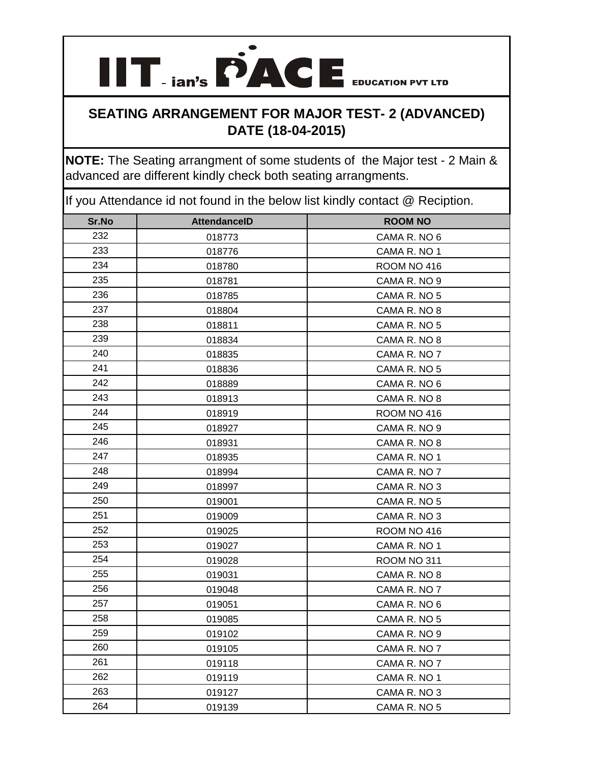# IIT - ian's PACE EDUCATION PVT LTD

## SEATING ARRANGEMENT FOR MAJOR TEST- 2 (ADVANCED)
## DATE (18-04-2015)

**NOTE:** The Seating arrangment of some students of the Major test - 2 Main & advanced are different kindly check both seating arrangments.

If you Attendance id not found in the below list kindly contact @ Reciption.

| Sr.No | AttendanceID | ROOM NO |
|---|---|---|
| 232 | 018773 | CAMA R. NO 6 |
| 233 | 018776 | CAMA R. NO 1 |
| 234 | 018780 | ROOM NO 416 |
| 235 | 018781 | CAMA R. NO 9 |
| 236 | 018785 | CAMA R. NO 5 |
| 237 | 018804 | CAMA R. NO 8 |
| 238 | 018811 | CAMA R. NO 5 |
| 239 | 018834 | CAMA R. NO 8 |
| 240 | 018835 | CAMA R. NO 7 |
| 241 | 018836 | CAMA R. NO 5 |
| 242 | 018889 | CAMA R. NO 6 |
| 243 | 018913 | CAMA R. NO 8 |
| 244 | 018919 | ROOM NO 416 |
| 245 | 018927 | CAMA R. NO 9 |
| 246 | 018931 | CAMA R. NO 8 |
| 247 | 018935 | CAMA R. NO 1 |
| 248 | 018994 | CAMA R. NO 7 |
| 249 | 018997 | CAMA R. NO 3 |
| 250 | 019001 | CAMA R. NO 5 |
| 251 | 019009 | CAMA R. NO 3 |
| 252 | 019025 | ROOM NO 416 |
| 253 | 019027 | CAMA R. NO 1 |
| 254 | 019028 | ROOM NO 311 |
| 255 | 019031 | CAMA R. NO 8 |
| 256 | 019048 | CAMA R. NO 7 |
| 257 | 019051 | CAMA R. NO 6 |
| 258 | 019085 | CAMA R. NO 5 |
| 259 | 019102 | CAMA R. NO 9 |
| 260 | 019105 | CAMA R. NO 7 |
| 261 | 019118 | CAMA R. NO 7 |
| 262 | 019119 | CAMA R. NO 1 |
| 263 | 019127 | CAMA R. NO 3 |
| 264 | 019139 | CAMA R. NO 5 |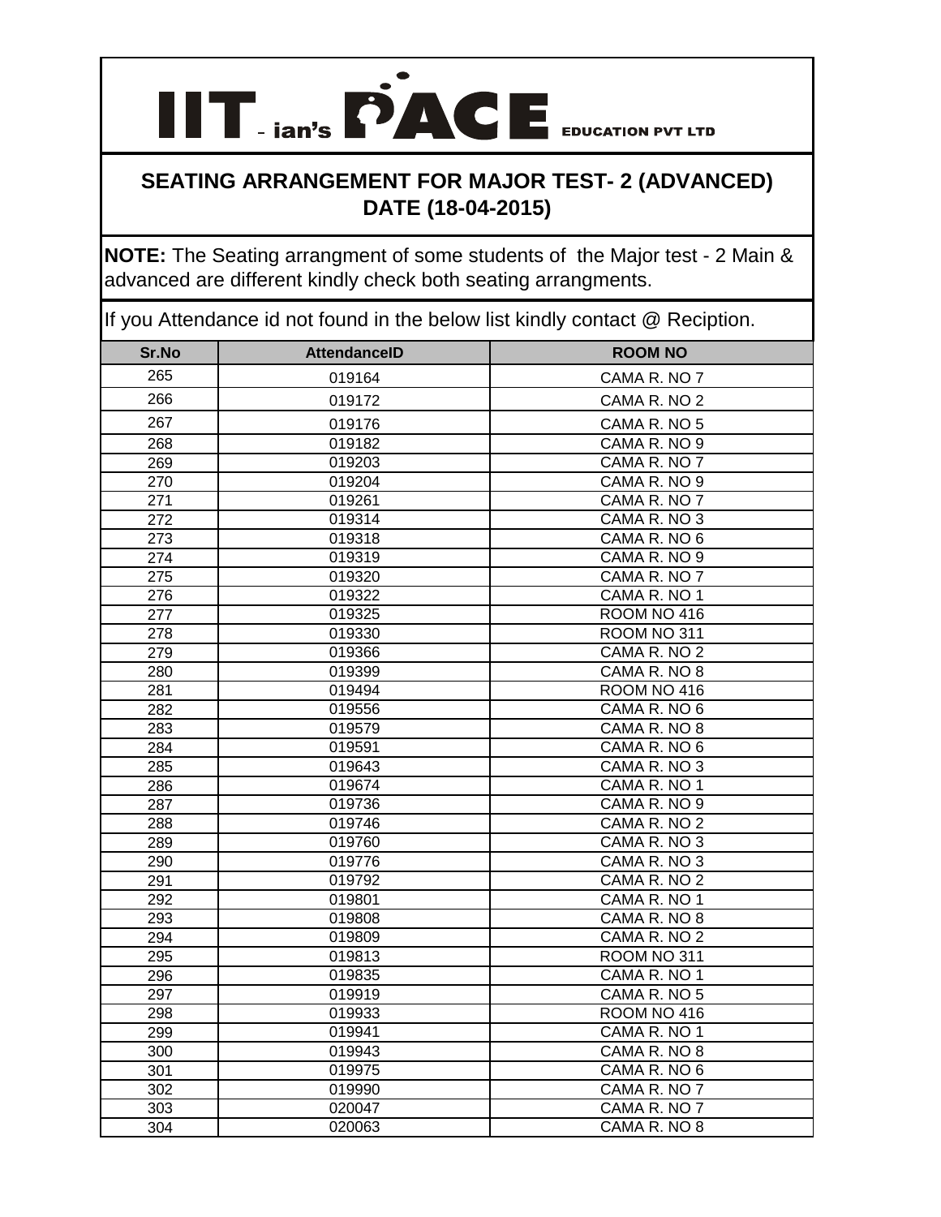# IIT-ian's PACE EDUCATION PVT LTD

## SEATING ARRANGEMENT FOR MAJOR TEST- 2 (ADVANCED) DATE (18-04-2015)

**NOTE:** The Seating arrangment of some students of the Major test - 2 Main & advanced are different kindly check both seating arrangments.

If you Attendance id not found in the below list kindly contact @ Reciption.

| Sr.No | AttendanceID | ROOM NO |
|---|---|---|
| 265 | 019164 | CAMA R. NO 7 |
| 266 | 019172 | CAMA R. NO 2 |
| 267 | 019176 | CAMA R. NO 5 |
| 268 | 019182 | CAMA R. NO 9 |
| 269 | 019203 | CAMA R. NO 7 |
| 270 | 019204 | CAMA R. NO 9 |
| 271 | 019261 | CAMA R. NO 7 |
| 272 | 019314 | CAMA R. NO 3 |
| 273 | 019318 | CAMA R. NO 6 |
| 274 | 019319 | CAMA R. NO 9 |
| 275 | 019320 | CAMA R. NO 7 |
| 276 | 019322 | CAMA R. NO 1 |
| 277 | 019325 | ROOM NO 416 |
| 278 | 019330 | ROOM NO 311 |
| 279 | 019366 | CAMA R. NO 2 |
| 280 | 019399 | CAMA R. NO 8 |
| 281 | 019494 | ROOM NO 416 |
| 282 | 019556 | CAMA R. NO 6 |
| 283 | 019579 | CAMA R. NO 8 |
| 284 | 019591 | CAMA R. NO 6 |
| 285 | 019643 | CAMA R. NO 3 |
| 286 | 019674 | CAMA R. NO 1 |
| 287 | 019736 | CAMA R. NO 9 |
| 288 | 019746 | CAMA R. NO 2 |
| 289 | 019760 | CAMA R. NO 3 |
| 290 | 019776 | CAMA R. NO 3 |
| 291 | 019792 | CAMA R. NO 2 |
| 292 | 019801 | CAMA R. NO 1 |
| 293 | 019808 | CAMA R. NO 8 |
| 294 | 019809 | CAMA R. NO 2 |
| 295 | 019813 | ROOM NO 311 |
| 296 | 019835 | CAMA R. NO 1 |
| 297 | 019919 | CAMA R. NO 5 |
| 298 | 019933 | ROOM NO 416 |
| 299 | 019941 | CAMA R. NO 1 |
| 300 | 019943 | CAMA R. NO 8 |
| 301 | 019975 | CAMA R. NO 6 |
| 302 | 019990 | CAMA R. NO 7 |
| 303 | 020047 | CAMA R. NO 7 |
| 304 | 020063 | CAMA R. NO 8 |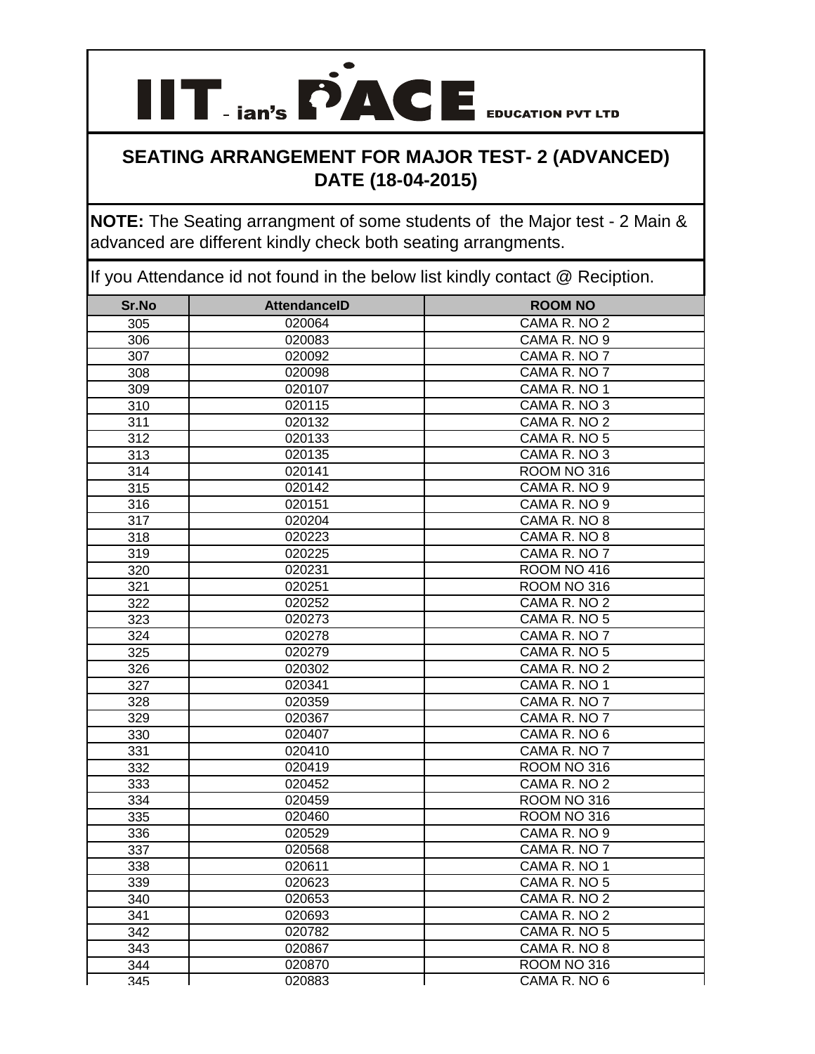IIT - ian's PACE EDUCATION PVT LTD

## SEATING ARRANGEMENT FOR MAJOR TEST- 2 (ADVANCED)
## DATE (18-04-2015)

**NOTE:** The Seating arrangment of some students of the Major test - 2 Main & advanced are different kindly check both seating arrangments.

If you Attendance id not found in the below list kindly contact @ Reciption.

| Sr.No | AttendanceID | ROOM NO |
|---|---|---|
| 305 | 020064 | CAMA R. NO 2 |
| 306 | 020083 | CAMA R. NO 9 |
| 307 | 020092 | CAMA R. NO 7 |
| 308 | 020098 | CAMA R. NO 7 |
| 309 | 020107 | CAMA R. NO 1 |
| 310 | 020115 | CAMA R. NO 3 |
| 311 | 020132 | CAMA R. NO 2 |
| 312 | 020133 | CAMA R. NO 5 |
| 313 | 020135 | CAMA R. NO 3 |
| 314 | 020141 | ROOM NO 316 |
| 315 | 020142 | CAMA R. NO 9 |
| 316 | 020151 | CAMA R. NO 9 |
| 317 | 020204 | CAMA R. NO 8 |
| 318 | 020223 | CAMA R. NO 8 |
| 319 | 020225 | CAMA R. NO 7 |
| 320 | 020231 | ROOM NO 416 |
| 321 | 020251 | ROOM NO 316 |
| 322 | 020252 | CAMA R. NO 2 |
| 323 | 020273 | CAMA R. NO 5 |
| 324 | 020278 | CAMA R. NO 7 |
| 325 | 020279 | CAMA R. NO 5 |
| 326 | 020302 | CAMA R. NO 2 |
| 327 | 020341 | CAMA R. NO 1 |
| 328 | 020359 | CAMA R. NO 7 |
| 329 | 020367 | CAMA R. NO 7 |
| 330 | 020407 | CAMA R. NO 6 |
| 331 | 020410 | CAMA R. NO 7 |
| 332 | 020419 | ROOM NO 316 |
| 333 | 020452 | CAMA R. NO 2 |
| 334 | 020459 | ROOM NO 316 |
| 335 | 020460 | ROOM NO 316 |
| 336 | 020529 | CAMA R. NO 9 |
| 337 | 020568 | CAMA R. NO 7 |
| 338 | 020611 | CAMA R. NO 1 |
| 339 | 020623 | CAMA R. NO 5 |
| 340 | 020653 | CAMA R. NO 2 |
| 341 | 020693 | CAMA R. NO 2 |
| 342 | 020782 | CAMA R. NO 5 |
| 343 | 020867 | CAMA R. NO 8 |
| 344 | 020870 | ROOM NO 316 |
| 345 | 020883 | CAMA R. NO 6 |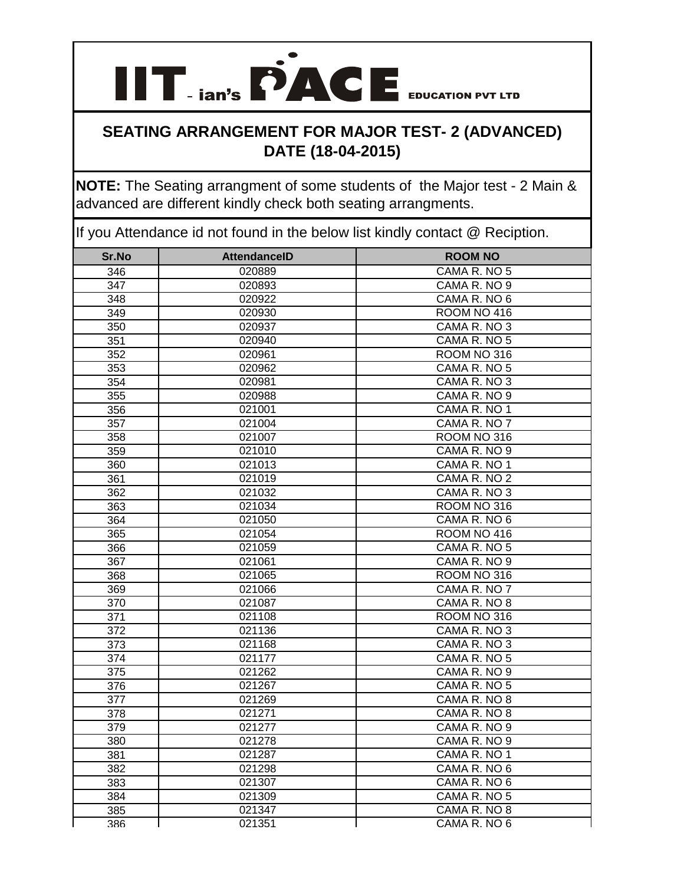# IIT - ian's PACE EDUCATION PVT LTD

## SEATING ARRANGEMENT FOR MAJOR TEST- 2 (ADVANCED) DATE (18-04-2015)

**NOTE:** The Seating arrangment of some students of the Major test - 2 Main & advanced are different kindly check both seating arrangments.

If you Attendance id not found in the below list kindly contact @ Reciption.

| Sr.No | AttendanceID | ROOM NO |
|---|---|---|
| 346 | 020889 | CAMA R. NO 5 |
| 347 | 020893 | CAMA R. NO 9 |
| 348 | 020922 | CAMA R. NO 6 |
| 349 | 020930 | ROOM NO 416 |
| 350 | 020937 | CAMA R. NO 3 |
| 351 | 020940 | CAMA R. NO 5 |
| 352 | 020961 | ROOM NO 316 |
| 353 | 020962 | CAMA R. NO 5 |
| 354 | 020981 | CAMA R. NO 3 |
| 355 | 020988 | CAMA R. NO 9 |
| 356 | 021001 | CAMA R. NO 1 |
| 357 | 021004 | CAMA R. NO 7 |
| 358 | 021007 | ROOM NO 316 |
| 359 | 021010 | CAMA R. NO 9 |
| 360 | 021013 | CAMA R. NO 1 |
| 361 | 021019 | CAMA R. NO 2 |
| 362 | 021032 | CAMA R. NO 3 |
| 363 | 021034 | ROOM NO 316 |
| 364 | 021050 | CAMA R. NO 6 |
| 365 | 021054 | ROOM NO 416 |
| 366 | 021059 | CAMA R. NO 5 |
| 367 | 021061 | CAMA R. NO 9 |
| 368 | 021065 | ROOM NO 316 |
| 369 | 021066 | CAMA R. NO 7 |
| 370 | 021087 | CAMA R. NO 8 |
| 371 | 021108 | ROOM NO 316 |
| 372 | 021136 | CAMA R. NO 3 |
| 373 | 021168 | CAMA R. NO 3 |
| 374 | 021177 | CAMA R. NO 5 |
| 375 | 021262 | CAMA R. NO 9 |
| 376 | 021267 | CAMA R. NO 5 |
| 377 | 021269 | CAMA R. NO 8 |
| 378 | 021271 | CAMA R. NO 8 |
| 379 | 021277 | CAMA R. NO 9 |
| 380 | 021278 | CAMA R. NO 9 |
| 381 | 021287 | CAMA R. NO 1 |
| 382 | 021298 | CAMA R. NO 6 |
| 383 | 021307 | CAMA R. NO 6 |
| 384 | 021309 | CAMA R. NO 5 |
| 385 | 021347 | CAMA R. NO 8 |
| 386 | 021351 | CAMA R. NO 6 |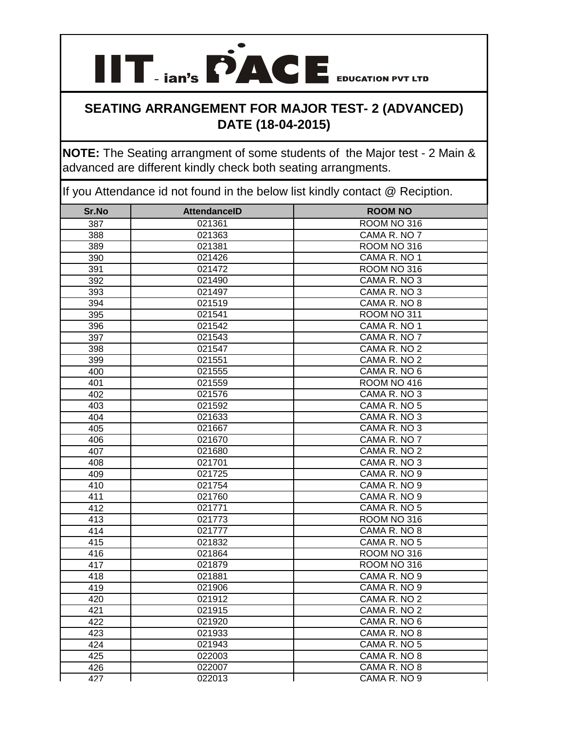IIT - ian's PACE EDUCATION PVT LTD

## SEATING ARRANGEMENT FOR MAJOR TEST- 2 (ADVANCED) DATE (18-04-2015)

**NOTE:** The Seating arrangment of some students of the Major test - 2 Main & advanced are different kindly check both seating arrangments.

If you Attendance id not found in the below list kindly contact @ Reciption.

| Sr.No | AttendanceID | ROOM NO |
|---|---|---|
| 387 | 021361 | ROOM NO 316 |
| 388 | 021363 | CAMA R. NO 7 |
| 389 | 021381 | ROOM NO 316 |
| 390 | 021426 | CAMA R. NO 1 |
| 391 | 021472 | ROOM NO 316 |
| 392 | 021490 | CAMA R. NO 3 |
| 393 | 021497 | CAMA R. NO 3 |
| 394 | 021519 | CAMA R. NO 8 |
| 395 | 021541 | ROOM NO 311 |
| 396 | 021542 | CAMA R. NO 1 |
| 397 | 021543 | CAMA R. NO 7 |
| 398 | 021547 | CAMA R. NO 2 |
| 399 | 021551 | CAMA R. NO 2 |
| 400 | 021555 | CAMA R. NO 6 |
| 401 | 021559 | ROOM NO 416 |
| 402 | 021576 | CAMA R. NO 3 |
| 403 | 021592 | CAMA R. NO 5 |
| 404 | 021633 | CAMA R. NO 3 |
| 405 | 021667 | CAMA R. NO 3 |
| 406 | 021670 | CAMA R. NO 7 |
| 407 | 021680 | CAMA R. NO 2 |
| 408 | 021701 | CAMA R. NO 3 |
| 409 | 021725 | CAMA R. NO 9 |
| 410 | 021754 | CAMA R. NO 9 |
| 411 | 021760 | CAMA R. NO 9 |
| 412 | 021771 | CAMA R. NO 5 |
| 413 | 021773 | ROOM NO 316 |
| 414 | 021777 | CAMA R. NO 8 |
| 415 | 021832 | CAMA R. NO 5 |
| 416 | 021864 | ROOM NO 316 |
| 417 | 021879 | ROOM NO 316 |
| 418 | 021881 | CAMA R. NO 9 |
| 419 | 021906 | CAMA R. NO 9 |
| 420 | 021912 | CAMA R. NO 2 |
| 421 | 021915 | CAMA R. NO 2 |
| 422 | 021920 | CAMA R. NO 6 |
| 423 | 021933 | CAMA R. NO 8 |
| 424 | 021943 | CAMA R. NO 5 |
| 425 | 022003 | CAMA R. NO 8 |
| 426 | 022007 | CAMA R. NO 8 |
| 427 | 022013 | CAMA R. NO 9 |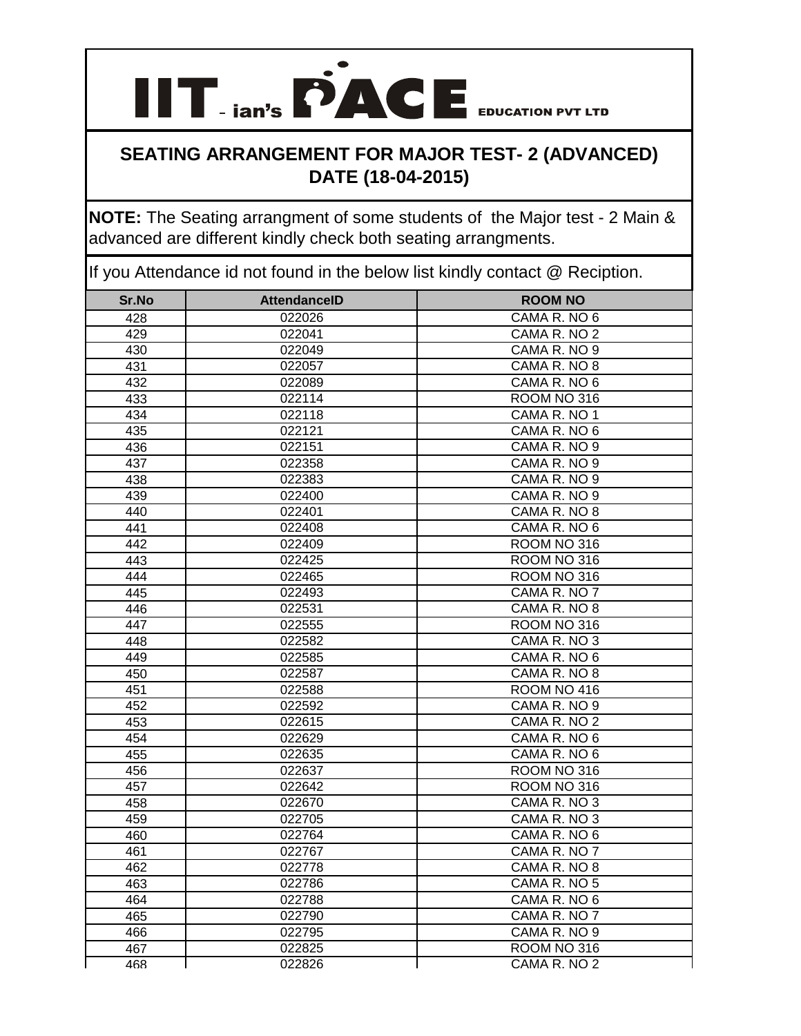# IIT-ian's PACE EDUCATION PVT LTD

## SEATING ARRANGEMENT FOR MAJOR TEST- 2 (ADVANCED) DATE (18-04-2015)

**NOTE:** The Seating arrangment of some students of the Major test - 2 Main & advanced are different kindly check both seating arrangments.

If you Attendance id not found in the below list kindly contact @ Reciption.

| Sr.No | AttendanceID | ROOM NO |
|---|---|---|
| 428 | 022026 | CAMA R. NO 6 |
| 429 | 022041 | CAMA R. NO 2 |
| 430 | 022049 | CAMA R. NO 9 |
| 431 | 022057 | CAMA R. NO 8 |
| 432 | 022089 | CAMA R. NO 6 |
| 433 | 022114 | ROOM NO 316 |
| 434 | 022118 | CAMA R. NO 1 |
| 435 | 022121 | CAMA R. NO 6 |
| 436 | 022151 | CAMA R. NO 9 |
| 437 | 022358 | CAMA R. NO 9 |
| 438 | 022383 | CAMA R. NO 9 |
| 439 | 022400 | CAMA R. NO 9 |
| 440 | 022401 | CAMA R. NO 8 |
| 441 | 022408 | CAMA R. NO 6 |
| 442 | 022409 | ROOM NO 316 |
| 443 | 022425 | ROOM NO 316 |
| 444 | 022465 | ROOM NO 316 |
| 445 | 022493 | CAMA R. NO 7 |
| 446 | 022531 | CAMA R. NO 8 |
| 447 | 022555 | ROOM NO 316 |
| 448 | 022582 | CAMA R. NO 3 |
| 449 | 022585 | CAMA R. NO 6 |
| 450 | 022587 | CAMA R. NO 8 |
| 451 | 022588 | ROOM NO 416 |
| 452 | 022592 | CAMA R. NO 9 |
| 453 | 022615 | CAMA R. NO 2 |
| 454 | 022629 | CAMA R. NO 6 |
| 455 | 022635 | CAMA R. NO 6 |
| 456 | 022637 | ROOM NO 316 |
| 457 | 022642 | ROOM NO 316 |
| 458 | 022670 | CAMA R. NO 3 |
| 459 | 022705 | CAMA R. NO 3 |
| 460 | 022764 | CAMA R. NO 6 |
| 461 | 022767 | CAMA R. NO 7 |
| 462 | 022778 | CAMA R. NO 8 |
| 463 | 022786 | CAMA R. NO 5 |
| 464 | 022788 | CAMA R. NO 6 |
| 465 | 022790 | CAMA R. NO 7 |
| 466 | 022795 | CAMA R. NO 9 |
| 467 | 022825 | ROOM NO 316 |
| 468 | 022826 | CAMA R. NO 2 |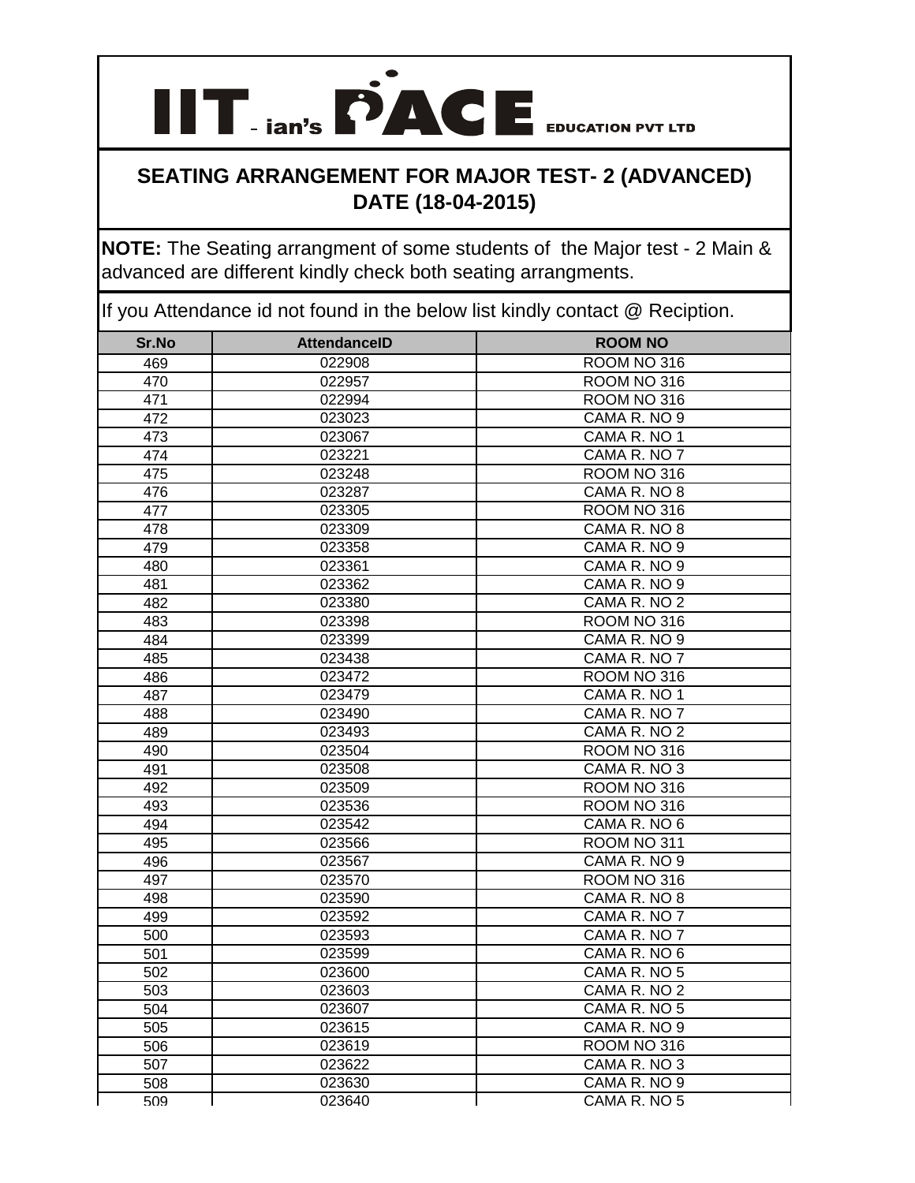# IIT-ian's PACE EDUCATION PVT LTD

## SEATING ARRANGEMENT FOR MAJOR TEST- 2 (ADVANCED)
## DATE (18-04-2015)

**NOTE:** The Seating arrangment of some students of the Major test - 2 Main & advanced are different kindly check both seating arrangments.

If you Attendance id not found in the below list kindly contact @ Reciption.

| Sr.No | AttendanceID | ROOM NO |
|---|---|---|
| 469 | 022908 | ROOM NO 316 |
| 470 | 022957 | ROOM NO 316 |
| 471 | 022994 | ROOM NO 316 |
| 472 | 023023 | CAMA R. NO 9 |
| 473 | 023067 | CAMA R. NO 1 |
| 474 | 023221 | CAMA R. NO 7 |
| 475 | 023248 | ROOM NO 316 |
| 476 | 023287 | CAMA R. NO 8 |
| 477 | 023305 | ROOM NO 316 |
| 478 | 023309 | CAMA R. NO 8 |
| 479 | 023358 | CAMA R. NO 9 |
| 480 | 023361 | CAMA R. NO 9 |
| 481 | 023362 | CAMA R. NO 9 |
| 482 | 023380 | CAMA R. NO 2 |
| 483 | 023398 | ROOM NO 316 |
| 484 | 023399 | CAMA R. NO 9 |
| 485 | 023438 | CAMA R. NO 7 |
| 486 | 023472 | ROOM NO 316 |
| 487 | 023479 | CAMA R. NO 1 |
| 488 | 023490 | CAMA R. NO 7 |
| 489 | 023493 | CAMA R. NO 2 |
| 490 | 023504 | ROOM NO 316 |
| 491 | 023508 | CAMA R. NO 3 |
| 492 | 023509 | ROOM NO 316 |
| 493 | 023536 | ROOM NO 316 |
| 494 | 023542 | CAMA R. NO 6 |
| 495 | 023566 | ROOM NO 311 |
| 496 | 023567 | CAMA R. NO 9 |
| 497 | 023570 | ROOM NO 316 |
| 498 | 023590 | CAMA R. NO 8 |
| 499 | 023592 | CAMA R. NO 7 |
| 500 | 023593 | CAMA R. NO 7 |
| 501 | 023599 | CAMA R. NO 6 |
| 502 | 023600 | CAMA R. NO 5 |
| 503 | 023603 | CAMA R. NO 2 |
| 504 | 023607 | CAMA R. NO 5 |
| 505 | 023615 | CAMA R. NO 9 |
| 506 | 023619 | ROOM NO 316 |
| 507 | 023622 | CAMA R. NO 3 |
| 508 | 023630 | CAMA R. NO 9 |
| 509 | 023640 | CAMA R. NO 5 |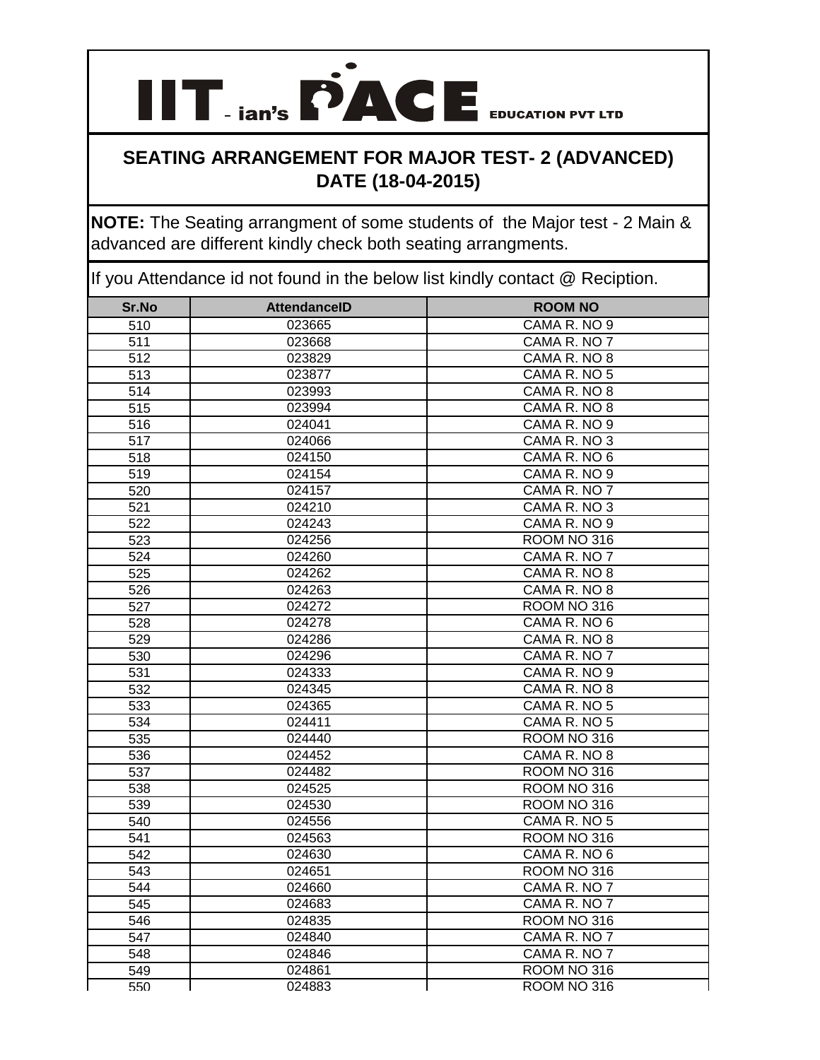# IIT-ian's PACE EDUCATION PVT LTD

## SEATING ARRANGEMENT FOR MAJOR TEST- 2 (ADVANCED)
## DATE (18-04-2015)

**NOTE:** The Seating arrangment of some students of the Major test - 2 Main & advanced are different kindly check both seating arrangments.

If you Attendance id not found in the below list kindly contact @ Reciption.

| Sr.No | AttendanceID | ROOM NO |
|---|---|---|
| 510 | 023665 | CAMA R. NO 9 |
| 511 | 023668 | CAMA R. NO 7 |
| 512 | 023829 | CAMA R. NO 8 |
| 513 | 023877 | CAMA R. NO 5 |
| 514 | 023993 | CAMA R. NO 8 |
| 515 | 023994 | CAMA R. NO 8 |
| 516 | 024041 | CAMA R. NO 9 |
| 517 | 024066 | CAMA R. NO 3 |
| 518 | 024150 | CAMA R. NO 6 |
| 519 | 024154 | CAMA R. NO 9 |
| 520 | 024157 | CAMA R. NO 7 |
| 521 | 024210 | CAMA R. NO 3 |
| 522 | 024243 | CAMA R. NO 9 |
| 523 | 024256 | ROOM NO 316 |
| 524 | 024260 | CAMA R. NO 7 |
| 525 | 024262 | CAMA R. NO 8 |
| 526 | 024263 | CAMA R. NO 8 |
| 527 | 024272 | ROOM NO 316 |
| 528 | 024278 | CAMA R. NO 6 |
| 529 | 024286 | CAMA R. NO 8 |
| 530 | 024296 | CAMA R. NO 7 |
| 531 | 024333 | CAMA R. NO 9 |
| 532 | 024345 | CAMA R. NO 8 |
| 533 | 024365 | CAMA R. NO 5 |
| 534 | 024411 | CAMA R. NO 5 |
| 535 | 024440 | ROOM NO 316 |
| 536 | 024452 | CAMA R. NO 8 |
| 537 | 024482 | ROOM NO 316 |
| 538 | 024525 | ROOM NO 316 |
| 539 | 024530 | ROOM NO 316 |
| 540 | 024556 | CAMA R. NO 5 |
| 541 | 024563 | ROOM NO 316 |
| 542 | 024630 | CAMA R. NO 6 |
| 543 | 024651 | ROOM NO 316 |
| 544 | 024660 | CAMA R. NO 7 |
| 545 | 024683 | CAMA R. NO 7 |
| 546 | 024835 | ROOM NO 316 |
| 547 | 024840 | CAMA R. NO 7 |
| 548 | 024846 | CAMA R. NO 7 |
| 549 | 024861 | ROOM NO 316 |
| 550 | 024883 | ROOM NO 316 |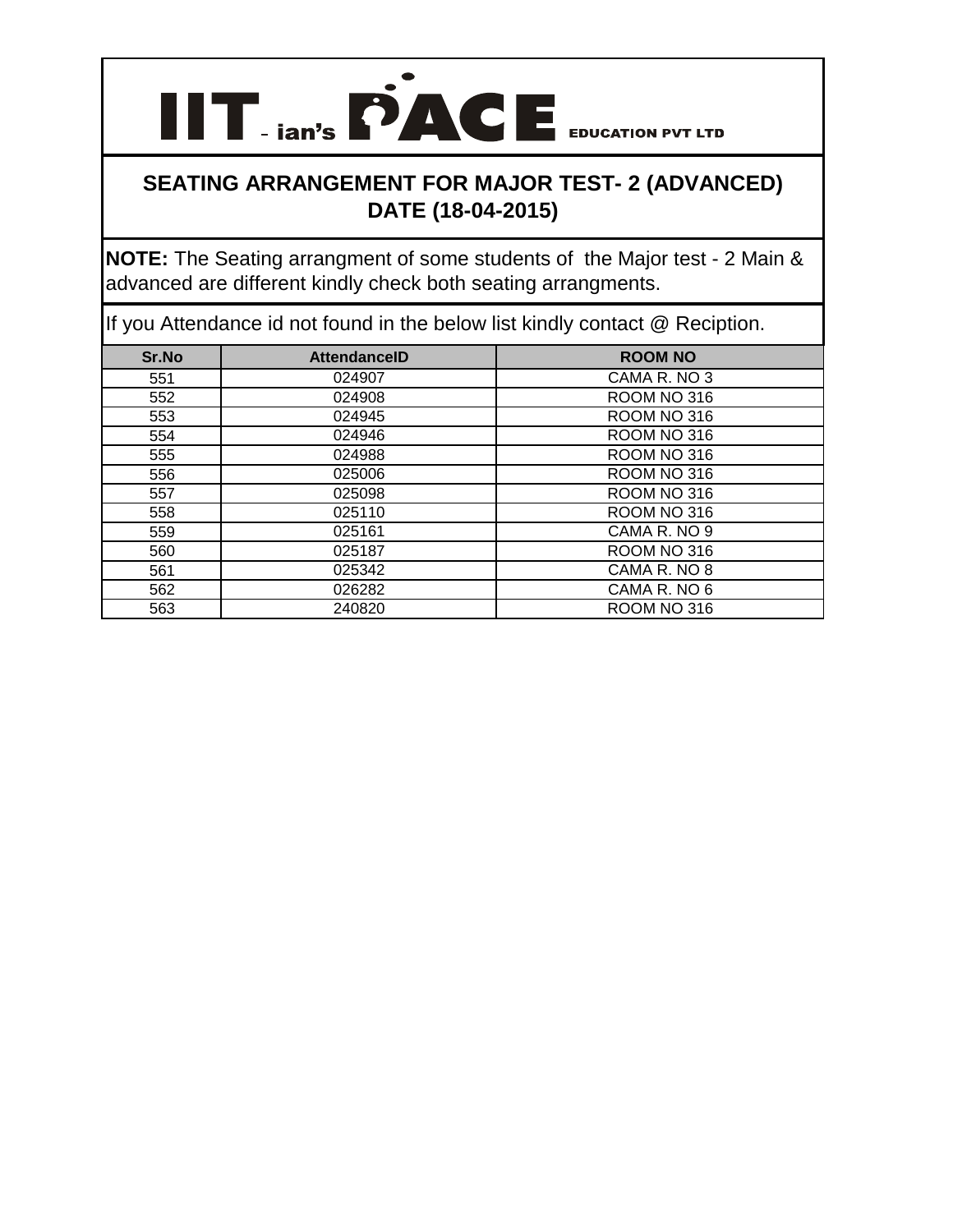# IIT-ian's PACE EDUCATION PVT LTD

## SEATING ARRANGEMENT FOR MAJOR TEST- 2 (ADVANCED) DATE (18-04-2015)

**NOTE:** The Seating arrangment of some students of the Major test - 2 Main & advanced are different kindly check both seating arrangments.

If you Attendance id not found in the below list kindly contact @ Reciption.

| Sr.No | AttendanceID | ROOM NO |
|---|---|---|
| 551 | 024907 | CAMA R. NO 3 |
| 552 | 024908 | ROOM NO 316 |
| 553 | 024945 | ROOM NO 316 |
| 554 | 024946 | ROOM NO 316 |
| 555 | 024988 | ROOM NO 316 |
| 556 | 025006 | ROOM NO 316 |
| 557 | 025098 | ROOM NO 316 |
| 558 | 025110 | ROOM NO 316 |
| 559 | 025161 | CAMA R. NO 9 |
| 560 | 025187 | ROOM NO 316 |
| 561 | 025342 | CAMA R. NO 8 |
| 562 | 026282 | CAMA R. NO 6 |
| 563 | 240820 | ROOM NO 316 |